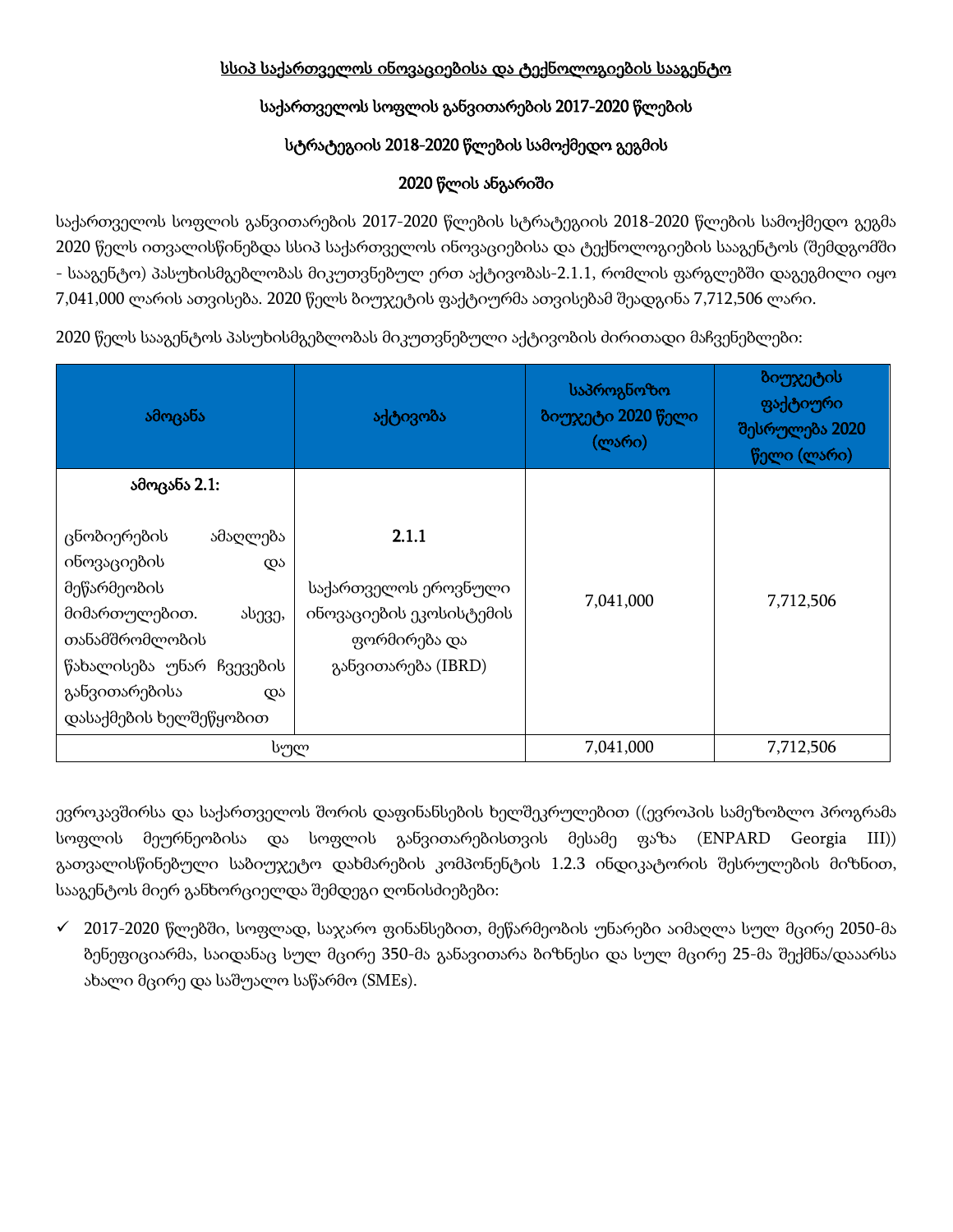**სსიპ საქართველოს ინოვაციებისა და ტექნოლოგიების სააგენტო**

**საქართველოს სოფლის განვითარების 2017-2020 წლების**

**სტრატეგიის 2018-2020 წლების სამოქმედო გეგმის**

**2020 წლის ანგარიში**

საქართველოს სოფლის განვითარების 2017-2020 წლების სტრატეგიის 2018-2020 წლების სამოქმედო გეგმა 2020 წელს ითვალისწინებდა სსიპ საქართველოს ინოვაციებისა და ტექნოლოგიების სააგენტოს (შემდგომში - სააგენტო) პასუხისმგებლობას მიკუთვნებულ ერთ აქტივობას-2.1.1, რომლის ფარგლებში დაგეგმილი იყო 7,041,000 ლარის ათვისება. 2020 წელს ბიუჯეტის ფაქტიურმა ათვისებამ შეადგინა 7,712,506 ლარი.

2020 წელს სააგენტოს პასუხისმგებლობას მიკუთვნებული აქტივობის ძირითადი მაჩვენებლები:

| ამოცანა | აქტივობა | საპროგნოზო ბიუჯეტი 2020 წელი (ლარი) | ბიუჯეტის ფაქტიური შესრულება 2020 წელი (ლარი) |
|---|---|---|---|
| **ამოცანა 2.1:** ცნობიერების ამაღლება ინოვაციების და მეწარმეობის მიმართულებით. ასევე, თანამშრომლობის წახალისება უნარ ჩვევების განვითარებისა და დასაქმების ხელშეწყობით | **2.1.1** საქართველოს ეროვნული ინოვაციების ეკოსისტემის ფორმირება და განვითარება (IBRD) | 7,041,000 | 7,712,506 |
| სულ | | 7,041,000 | 7,712,506 |

ევროკავშირსა და საქართველოს შორის დაფინანსების ხელშეკრულებით ((ევროპის სამეზობლო პროგრამა სოფლის მეურნეობისა და სოფლის განვითარებისთვის მესამე ფაზა (ENPARD Georgia III)) გათვალისწინებული საბიუჯეტო დახმარების კომპონენტის 1.2.3 ინდიკატორის შესრულების მიზნით, სააგენტოს მიერ განხორციელდა შემდეგი ღონისძიებები:

- ✓ 2017-2020 წლებში, სოფლად, საჯარო ფინანსებით, მეწარმეობის უნარები აიმაღლა სულ მცირე 2050-მა ბენეფიციარმა, საიდანაც სულ მცირე 350-მა განავითარა ბიზნესი და სულ მცირე 25-მა შექმნა/დააარსა ახალი მცირე და საშუალო საწარმო (SMEs).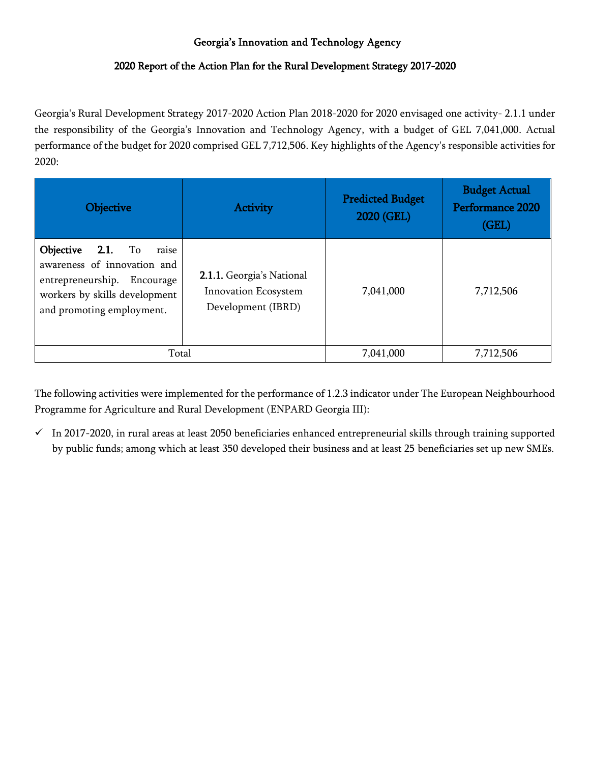# Georgia's Innovation and Technology Agency

## 2020 Report of the Action Plan for the Rural Development Strategy 2017-2020

Georgia's Rural Development Strategy 2017-2020 Action Plan 2018-2020 for 2020 envisaged one activity- 2.1.1 under the responsibility of the Georgia's Innovation and Technology Agency, with a budget of GEL 7,041,000. Actual performance of the budget for 2020 comprised GEL 7,712,506. Key highlights of the Agency's responsible activities for 2020:

| Objective | Activity | Predicted Budget 2020 (GEL) | Budget Actual Performance 2020 (GEL) |
|---|---|---|---|
| **Objective 2.1.** To raise awareness of innovation and entrepreneurship. Encourage workers by skills development and promoting employment. | **2.1.1.** Georgia's National Innovation Ecosystem Development (IBRD) | 7,041,000 | 7,712,506 |
| Total | | 7,041,000 | 7,712,506 |

The following activities were implemented for the performance of 1.2.3 indicator under The European Neighbourhood Programme for Agriculture and Rural Development (ENPARD Georgia III):

- ✓ In 2017-2020, in rural areas at least 2050 beneficiaries enhanced entrepreneurial skills through training supported by public funds; among which at least 350 developed their business and at least 25 beneficiaries set up new SMEs.